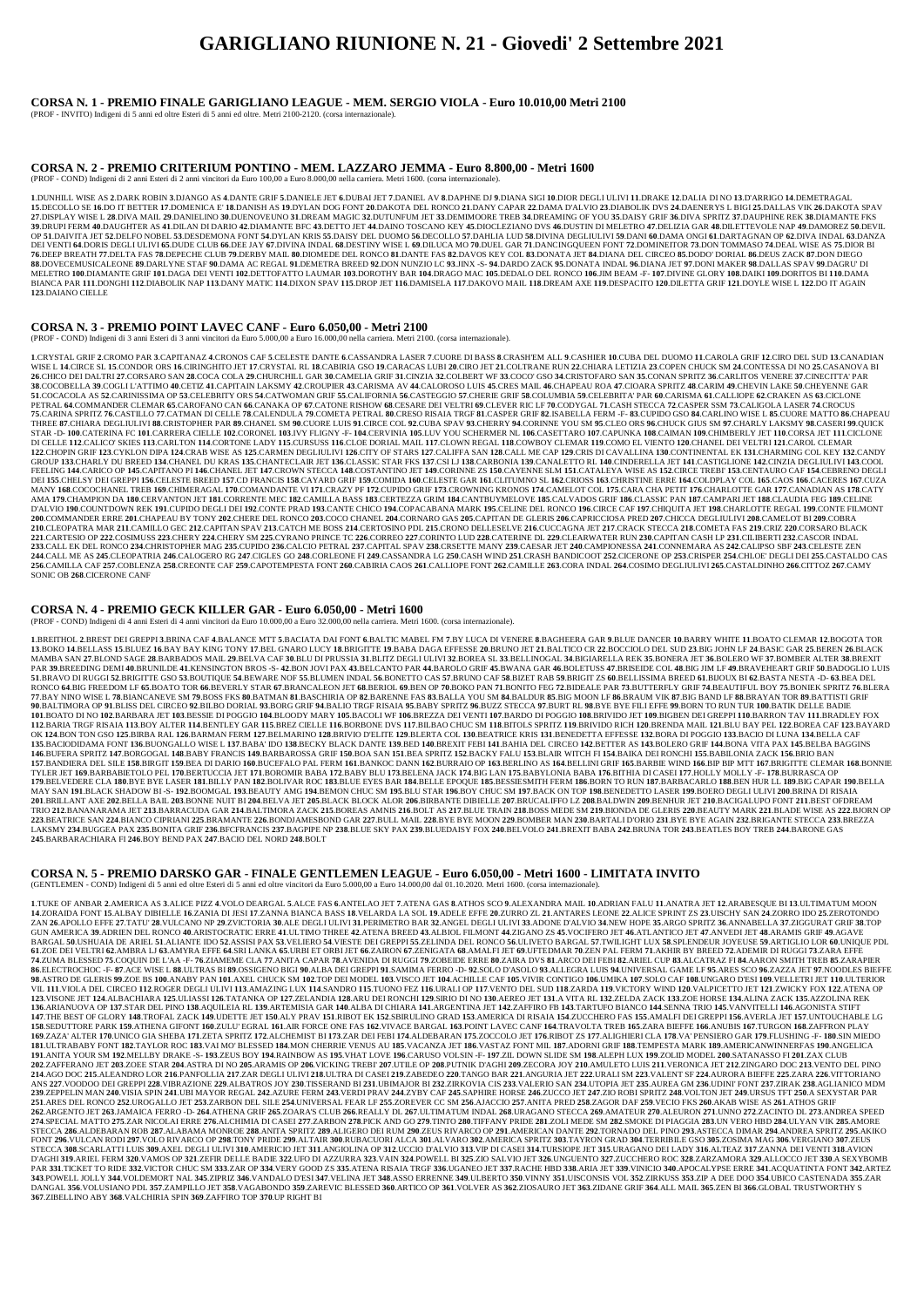# GARIGLIANO RIUNIONE N. 21 - Giovedi' 2 Settembre 2021

## CORSA N. 1 - PREMIO FINALE GARIGLIANO LEAGUE - MEM. SERGIO VIOLA - Euro 10.010,00 Metri 2100

(PROF - INVITO) Indigeni di 5 anni ed oltre Esteri di 5 anni ed oltre. Metri 2100-2120. (corsa internazionale).

## CORSA N. 2 - PREMIO CRITERIUM PONTINO - MEM. LAZZARO JEMMA - Euro 8.800,00 - Metri 1600

(PROF - COND) Indigeni di 2 anni Esteri di 2 anni vincitori da Euro 100,00 a Euro 8.000,00 nella carriera. Metri 1600. (corsa internazionale).

**1.**DUNHILL WISE AS **2.**DARK ROBIN **3.**DJANGO AS **4.**DANTE GRIF **5.**DANIELE JET **6.**DUBAI JET **7.**DANIEL AV **8.**DAPHNE DJ **9.**DIANA SIGI **10.**DIOR DEGLI ULIVI **11.**DRAKE **12.**DALIA DI NO **13.**D'ARRIGO **14.**DEMETRAGAL **15.**DECOLLO SE **16.**DO IT BETTER **17.**DOMENICA E' **18.**DANISH AS **19.**DYLAN DOG FONT **20.**DAKOTA DEL RONCO **21.**DANY CAPAR **22.**DAMA D'ALVIO **23.**DIABOLIK DVS **24.**DAENERYS L BIGI **25.**DALLAS VIK **26.**DAKOTA SPAV **27.**DISPLAY WISE L **28.**DIVA MAIL **29.**DANIELINO **30.**DUENOVEUNO **31.**DREAM MAGIC **32.**DUTUNFUM JET **33.**DEMIMOORE TREB **34.**DREAMING OF YOU **35.**DAISY GRIF **36.**DIVA SPRITZ **37.**DAUPHINE REK **38.**DIAMANTE FKS **39.**DRUPI FERM **40.**DAUGHTER AS **41.**DILAN DI DARIO **42.**DIAMANTE BFC **43.**DETTO JET **44.**DAINO TOSCANO KEY **45.**DIOCLEZIANO DVS **46.**DUSTIN DI MELETRO **47.**DELIZIA GAR **48.**DILETTEVOLE NAP **49.**DAMOREZ **50.**DEVIL OP **51.**DAIVITA JET **52.**DELFO NOBEL **53.**DESDEMONA FONT **54.**DYLAN KRIS **55.**DAISY DEL DUOMO **56.**DECOLLO **57.**DAHLIA LUD **58.**DIVINA DEGLIULIVI **59.**DANI **60.**DAMA ONGI **61.**DARTAGNAN OP **62.**DIVA INDAL **63.**DANZA DEI VENTI **64.**DORIS DEGLI ULIVI **65.**DUDE CLUB **66.**DEE JAY **67.**DIVINA INDAL **68.**DESTINY WISE L **69.**DILUCA MO **70.**DUEL GAR **71.**DANCINGQUEEN FONT **72.**DOMINEITOR **73.**DON TOMMASO **74.**DEAL WISE AS **75.**DIOR BI **76.**DEEP BREATH **77.**DELTA FAS **78.**DEPECHE CLUB **79.**DERBY MAIL **80.**DIOMEDE DEL RONCO **81.**DANTE FAS **82.**DAVOS KEY COL **83.**DONATA JET **84.**DIANA DEL CIRCEO **85.**DODO' DORIAL **86.**DEUS ZACK **87.**DON DIEGO **88.**DOVECEMUSICALEONE **89.**DARLYNE STAF **90.**DAMA AC REGAL **91.**DEMETRA BREED **92.**DON NUNZIO LC **93.**JINX -S- **94.**DARDO ZACK **95.**DONATA INDAL **96.**DIANA JET **97.**DONI MAKER **98.**DALLAS SPAV **99.**DAGRU' DI MELETRO **100.**DIAMANTE GRIF **101.**DAGA DEI VENTI **102.**DETTOFATTO LAUMAR **103.**DOROTHY BAR **104.**DRAGO MAC **105.**DEDALO DEL RONCO **106.**JIM BEAM -F- **107.**DIVINE GLORY **108.**DAIKI **109.**DORITOS BI **110.**DAMA BIANCA PAR **111.**DONGHI **112.**DIABOLIK NAP **113.**DANY MATIC **114.**DIXON SPAV **115.**DROP JET **116.**DAMISELA **117.**DAKOVO MAIL **118.**DREAM AXE **119.**DESPACITO **120.**DILETTA GRIF **121.**DOYLE WISE L **122.**DO IT AGAIN **123.**DAIANO CIELLE

## CORSA N. 3 - PREMIO POINT LAVEC CANF - Euro 6.050,00 - Metri 2100

(PROF - COND) Indigeni di 3 anni Esteri di 3 anni vincitori da Euro 5.000,00 a Euro 16.000,00 nella carriera. Metri 2100. (corsa internazionale).

**1.**CRYSTAL GRIF **2.**CROMO PAR **3.**CAPITANAZ **4.**CRONOS CAF **5.**CELESTE DANTE **6.**CASSANDRA LASER **7.**CUORE DI BASS **8.**CRASH'EM ALL **9.**CASHIER **10.**CUBA DEL DUOMO **11.**CAROLA GRIF **12.**CIRO DEL SUD **13.**CANADIAN WISE L **14.**CIRCE SL **15.**CONDOR ORS **16.**CIRINGHITO JET **17.**CRYSTAL RL **18.**CABIRIA GSO **19.**CARACAS LUBI **20.**CIRO JET **21.**COLTRANE RUN **22.**CHIARA LETIZIA **23.**COPEN CHUCK SM **24.**CONTESSA DI NO **25.**CASANOVA BI **26.**CHICO DEI DALTRI **27.**CORSARO SAN **28.**COCA COLA **29.**CHURCHILL GAR **30.**CAMELIA GRIF **31.**CINZIA **32.**COLBERT WF **33.**COCO' GSO **34.**CRISTOFARO SAN **35.**CONAN SPRITZ **36.**CARLITOS VENERE **37.**CINECITTA' PAR **38.**COCOBELLA **39.**COGLI L'ATTIMO **40.**CETIZ **41.**CAPITAIN LAKSMY **42.**CROUPIER **43.**CARISMA AV **44.**CALOROSO LUIS **45.**CRES MAIL **46.**CHAPEAU ROA **47.**CIOARA SPRITZ **48.**CARIM **49.**CHEVIN LAKE **50.**CHEYENNE GAR **51.**COCACOLA AS **52.**CARINISSIMA OP **53.**CELEBRITY ORS **54.**CATWOMAN GRIF **55.**CALIFORNIA **56.**CASTEGGIO **57.**CHERIE GRIF **58.**COLUMBIA **59.**CELEBRITA' PAR **60.**CARISMA **61.**CALLIOPE **62.**CRAKEN AS **63.**CICLONE PETRAL **64.**COMMANDER CLEMAR **65.**CAROFANO CAN **66.**CANAKA OP **67.**CATONE RISHOW **68.**CESARE DEI VELTRI **69.**CLEVER RIC LF **70.**CODYGAL **71.**CASH STECCA **72.**CASPER SSM **73.**CALIGOLA LASER **74.**CROCUS **75.**CARINA SPRITZ **76.**CASTILLO **77.**CATMAN DI CELLE **78.**CALENDULA **79.**CORUTA PETRAL **80.**CRESO RISAIA TRGF **81.**CASPER GRIF **82.**ISABELLA FERM -F- **83.**CUPIDO GSO **84.**CARLINO WISE L **85.**CUORE MATTO **86.**CHAPEAU THREE **87.**CHIARA DEGLIULIVI **88.**CRISTOPHER PAR **89.**CHANEL SM **90.**CUORE LUIS **91.**CIRCE COL **92.**CUBA SPAV **93.**CHERRY **94.**CORINNE YOU SM **95.**CLEO ORS **96.**CHUCK GIUS SM **97.**CHARLY LAKSMY **98.**CASERI **99.**QUICK STAR -D- **100.**CATERINA FC **101.**CARRERA CIELLE **102.**CORONEL **103.**IVY FLIGNY -F- **104.**CERVINIA **105.**LUV YOU SCHERMER NL **106.**CASETTARO **107.**CAPUNKA **108.**CAIMAN **109.**CHIMBERLY JET **110.**CORSA JET **111.**CICLONE DI CELLE **112.**CALICO' SKIES **113.**CARLTON **114.**CORTONE LADY **115.**CURSUSS **116.**CLOE DORIAL MAIL **117.**CLOWN REGAL **118.**COWBOY CLEMAR **119.**COMO EL VIENTO **120.**CHANEL DEI VELTRI **121.**CAROL CLEMAR **122.**CHOPIN GRIF **123.**CYKLON DIPA **124.**CRAB WISE AS **125.**CARMEN DEGLIULIVI **126.**CITY OF STARS **127.**CALIFFA SAN **128.**CALL ME CAP **129.**CRIS DI CAVALLINA **130.**CONTINENTAL EK **131.**CHARMING COL KEY **132.**CANDY GROUP **133.**CHARLY DU BREED **134.**CHANEL DU KRAS **135.**CHANTECLAIR JET **136.**CLASSIC STAR FKS **137.**CSI LJ **138.**CARBONIA **139.**CANALETTO RL **140.**CINDERELLA JET **141.**CASTIGLIONE **142.**CINZIA DEGLIULIVI **143.**COOL FEELING **144.**CARICO OP **145.**CAPITANO PI **146.**CHANEL JET **147.**CROWN STECCA **148.**COSTANTINO JET **149.**CORINNE ZS **150.**CAYENNE SLM **151.**CATALEYA WISE AS **152.**CIRCE TREBI' **153.**CENTAURO CAF **154.**CEBRENO DEGLI DEI **155.**CHELSY DEI GREPPI **156.**CELESTE BREED **157.**CD FRANCIS **158.**CAYARD GRIF **159.**COMIDA **160.**CELESTE GAR **161.**CLITUMNO SL **162.**CRIOSS **163.**CHRISTINE ERRE **164.**COLDPLAY COL **165.**CAOS **166.**CACERES **167.**CUZA MANY **168.**COCOCHANEL TREB **169.**CHIMERAGAL **170.**COMANDANTE VI **171.**CRAZY PF **172.**CUPIDO GRIF **173.**CROWNING KRONOS **174.**CAMELOT COL **175.**CARA CHA PETIT **176.**CHARLOTTE GAR **177.**CANADIAN AS **178.**CATY AMA **179.**CHAMPION DA **180.**CERVANTON JET **181.**CORRENTE MEC **182.**CAMILLA BASS **183.**CERTEZZA GRIM **184.**CANTBUYMELOVE **185.**CALVADOS GRIF **186.**CLASSIC PAN **187.**CAMPARI JET **188.**CLAUDIA FEG **189.**CELINE D'ALVIO **190.**COUNTDOWN REK **191.**CUPIDO DEGLI DEI **192.**CONTE PRAD **193.**CANTE CHICO **194.**COPACABANA MARK **195.**CELINE DEL RONCO **196.**CIRCE CAF **197.**CHIQUITA JET **198.**CHARLOTTE REGAL **199.**CONTE FILMONT **200.**COMMANDER ERRE **201.**CHAPEAU BY TONY **202.**CHERE DEL RONCO **203.**COCO CHANEL **204.**CORNARO GAS **205.**CAPITAN DE GLERIS **206.**CAPRICCIOSA PRED **207.**CHICCA DEGLIULIVI **208.**CAMELOT BI **209.**COBRA **210.**CLEOPATRA MAR **211.**CAMILLO GEC **212.**CAPITAN SPAV **213.**CATCH ME BOSS **214.**CERTOSINO PDL **215.**CRONO DELLESELVE **216.**CUCCAGNA JET **217.**CRACK STECCA **218.**COMETA FAS **219.**CRIZ **220.**CORSARO BLACK **221.**CARTESIO OP **222.**COSIMUSS **223.**CHERY **224.**CHERY SM **225.**CYRANO PRINCE TC **226.**CORREO **227.**CORINTO LUD **228.**CATERINE DL **229.**CLEARWATER RUN **230.**CAPITAN CASH LF **231.**CILIBERTI **232.**CASCOR INDAL **233.**CALL EK DEL RONCO **234.**CHRISTOPHER MAG **235.**CUPIDO **236.**CALCIO PETRAL **237.**CAPITAL SPAV **238.**CRSETTE MANY **239.**CAESAR JET **240.**CAMPIONESSA **241.**CONNEMARA AS **242.**CALIPSO SBF **243.**CELESTE ZEN **244.**CALL ME AS **245.**CLEOPATRIA **246.**CALOGERO RG **247.**CIGLES GO **248.**CORLEONE FI **249.**CASSANDRA LG **250.**CASH WIND **251.**CRASH BANDICOOT **252.**CICERONE OP **253.**CRISPER **254.**CHLOE' DEGLI DEI **255.**CASTALDO CAS **256.**CAMILLA CAF **257.**COBLENZA **258.**CREONTE CAF **259.**CAPOTEMPESTA FONT **260.**CABIRIA CAOS **261.**CALLIOPE FONT **262.**CAMILLE **263.**CORA INDAL **264.**COSIMO DEGLIULIVI **265.**CASTALDINHO **266.**CITTOZ **267.**CAMY SONIC OB **268.**CICERONE CANF

## CORSA N. 4 - PREMIO GECK KILLER GAR - Euro 6.050,00 - Metri 1600

(PROF - COND) Indigeni di 4 anni Esteri di 4 anni vincitori da Euro 10.000,00 a Euro 32.000,00 nella carriera. Metri 1600. (corsa internazionale).

**1.**BREITHOL **2.**BREST DEI GREPPI **3.**BRINA CAF **4.**BALANCE MTT **5.**BACIATA DAI FONT **6.**BALTIC MABEL FM **7.**BY LUCA DI VENERE **8.**BAGHEERA GAR **9.**BLUE DANCER **10.**BARRY WHITE **11.**BOATO CLEMAR **12.**BOGOTA TOR **13.**BOKO **14.**BELLASS **15.**BLUEZ **16.**BAY BAY KING TONY **17.**BEL GNARO LUCY **18.**BRIGITTE **19.**BABA DAGA EFFESSE **20.**BRUNO JET **21.**BALTICO CR **22.**BOCCIOLO DEL SUD **23.**BIG JOHN LF **24.**BASIC GAR **25.**BEREN **26.**BLACK MAMBA SAN **27.**BLOND SAGE **28.**BARBADOS MAIL **29.**BELVA CAF **30.**BLU DI PRUSSIA **31.**BLITZ DEGLI ULIVI **32.**BOREA SL **33.**BELLINOGAL **34.**BIGIARELLA REK **35.**BONERA JET **36.**BOLERO WF **37.**BOMBER ALTER **38.**BREXIT PAR **39.**BREEDING DEMI **40.**BRUNILDE **41.**KENSINGTON BROS -S- **42.**BON JOVI PAX **43.**BELCANTO PAR **44.**BAROLO GRIF **45.**BWANA GAR **46.**BOLETUSS **47.**BRISEIDE COL **48.**BIG JIM LF **49.**BRAVEHEART GRIF **50.**BADOGLIO LUIS **51.**BRAVO DI RUGGI **52.**BRIGITTE GSO **53.**BOUTIQUE **54.**BEWARE NOF **55.**BLUMEN INDAL **56.**BONETTO CAS **57.**BRUNO CAF **58.**BIZET RAB **59.**BRIGIT ZS **60.**BELLISSIMA BREED **61.**BIJOUX BI **62.**BASTA NESTA -D- **63.**BEA DEL RONCO **64.**BIG FREEDOM LF **65.**BOATO TOR **66.**BEVERLY STAR **67.**BRANCALEON JET **68.**BERIOL **69.**BEN OP **70.**BOKO PAN **71.**BONITO FEG **72.**BIDEALE PAR **73.**BUTTERFLY GRIF **74.**BEAUTIFUL BOY **75.**BONIEK SPRITZ **76.**BLERA **77.**BAY NINO WISE L **78.**BIANCANEVE SM **79.**BOSS FKS **80.**BATMAN **81.**BASCHIRIA OP **82.**BARENNE FAS **83.**BALLA YOU SM **84.**BALDUR **85.**BIG MOON LF **86.**BRAUM VIK **87.**BIG BAND LF **88.**BRAYAN TOR **89.**BATTISTI GRIF **90.**BALTIMORA OP **91.**BLISS DEL CIRCEO **92.**BILBO DORIAL **93.**BORG GRIF **94.**BALIO TRGF RISAIA **95.**BABY SPRITZ **96.**BUZZ STECCA **97.**BURT RL **98.**BYE BYE FILI EFFE **99.**BORN TO RUN TUR **100.**BATIK DELLE BADIE **101.**BOATO DI NO **102.**BARBARA JET **103.**BESSIE DI POGGIO **104.**BLOODY MARY **105.**BACOLI WF **106.**BREZZA DEI VENTI **107.**BARDO DI POGGIO **108.**BRIVIDO JET **109.**BIGBEN DEI GREPPI **110.**BARRON TAV **111.**BRADLEY FOX **112.**BARIA TRGF RISAIA **113.**BOY ALTER **114.**BENTLEY GAR **115.**BREZ CIELLE **116.**BORBONE DVS **117.**BILBAO CHUC SM **118.**BITOLS SPRITZ **119.**BRIVIDO RICH **120.**BRENDA MAIL **121.**BLU BAY PEL **122.**BOREA CAF **123.**BAYARD OK **124.**BON TON GSO **125.**BIRBA RAL **126.**BARMAN FERM **127.**BELMARINO **128.**BRIVIO D'ELITE **129.**BLERTA COL **130.**BEATRICE KRIS **131.**BENEDETTA EFFESSE **132.**BORA DI POGGIO **133.**BACIO DI LUNA **134.**BELLA CAF **135.**BACIODIDAMA FONT **136.**BUONGALLO WISE L **137.**BABA' IDO **138.**BECKY BLACK DANTE **139.**BED **140.**BREXIT FEBI **141.**BAHIA DEL CIRCEO **142.**BETTER AS **143.**BOLERO GRIF **144.**BONA VITA PAX **145.**BELBA BAGGINS **146.**BUFERA SPRITZ **147.**BORGOGAL **148.**BABY FRANCIS **149.**BARBAROSSA GRIF **150.**BOA SAN **151.**BEA SPRITZ **152.**BACKY FALU **153.**BLAIR WITCH FI **154.**BAIKA DEI RONCHI **155.**BABILONIA ZACK **156.**BRIO BAN **157.**BANDIERA DEL SILE **158.**BIRGIT **159.**BEA DI DARIO **160.**BUCEFALO PAL FERM **161.**BANKOC DANN **162.**BURRAIO OP **163.**BERLINO AS **164.**BELLINI GRIF **165.**BARBIE WIND **166.**BIP BIP MTT **167.**BRIGITTE CLEMAR **168.**BONNIE TYLER JET **169.**BARBABIETOLO PEL **170.**BERTUCCIA JET **171.**BOROMIR BABA **172.**BABY BLU **173.**BELENA JACK **174.**BIG LAN **175.**BABYLONIA BABA **176.**BITHIA DI CASEI **177.**HOLLY MOLLY -F- **178.**BURRASCA OP **179.**BELVEDERE CLA **180.**BYE BYE LASER **181.**BILLY PAN **182.**BOLIVAR ROC **183.**BLUE EYES BAR **184.**BELLE EPOQUE **185.**BESSIESMITH FERM **186.**BORN TO RUN **187.**BARBACARLO **188.**BEN HUR LL **189.**BIG CAPAR **190.**BELLA MAY SAN **191.**BLACK SHADOW GAL **192.**BIGONGAL **193.**BEAUTY AMG **194.**BEMON CHUC SM **195.**BLU STAR **196.**BOY CHUC SM **197.**BACK ON TOP **198.**BENEDETTO LASER **199.**BORO DEGLI ULIVI **200.**BRINA DI RISAIA **201.**BRILLANT AXE **202.**BELLA BAIL **203.**BONNIE NUIT BI **204.**BELVA JET **205.**BLACK BLOCK ALOR **206.**BIRBANTE DIBIELLE **207.**BRUCALIFFO LZ **208.**BALDWIN **209.**BENHUR JET **210.**BACIGALUPO FONT **211.**BEST OFDREAM TRIO **212.**BANANARAMA JET **213.**BARRACUDA GAR **214.**BALTIMORA ZACK **215.**BOREAS AMNIS **216.**BOLT AS **217.**BLUE TRAIN **218.**BOSS MEDE SM **219.**BIONDA DE GLERIS **220.**BEAUTY MARK **221.**BLADE WISE AS **222.**BJORN OP **223.**BEATRICE SAN **224.**BIANCO CIPRIANI **225.**BRAMANTE **226.**BONDJAMESBOND GAR **227.**BULL MAIL **228.**BYE BYE MOON **229.**BOMBER MAN **230.**BARTALI D'ORIO **231.**BYE BYE AGAIN **232.**BRIGANTE STECCA **233.**BREZZA LAKSMY **234.**BUGGEA PAX **235.**BONITA GRIF **236.**BFCFRANCIS **237.**BAGPIPE NP **238.**BLUE SKY PAX **239.**BLUEDAISY FOX **240.**BELVOLO **241.**BREXIT BABA **242.**BRUNA TOR **243.**BEATLES BOY TREB **244.**BARONE GAS **245.**BARBARACHIARA FI **246.**BOY BEND PAX **247.**BACIO DEL NORD **248.**BOLT

## CORSA N. 5 - PREMIO DARSKO GAR - FINALE GENTLEMEN LEAGUE - Euro 6.050,00 - Metri 1600 - LIMITATA INVITO

(GENTLEMEN - COND) Indigeni di 5 anni ed oltre Esteri di 5 anni ed oltre vincitori da Euro 5.000,00 a Euro 14.000,00 dal 01.10.2020. Metri 1600. (corsa internazionale).

**1.**TUKE OF ANBAR **2.**AMERICA AS **3.**ALICE PIZZ **4.**VOLO DEARGAL **5.**ALCE FAS **6.**ANTELAO JET **7.**ATENA GAS **8.**ATHOS SCO **9.**ALEXANDRA MAIL **10.**ADRIAN FALU **11.**ANATRA JET **12.**ARABESQUE BI **13.**ULTIMATUM MOON **14.**ZORAIDA FONT **15.**ALBAY DIBIELLE **16.**ZANIA DI JESI **17.**ZANNA BIANCA BASS **18.**VELARDA LA SOL **19.**ADELE EFFE **20.**ZURRO ZL **21.**ANTARES LEONE **22.**ALICE SPRINT ZS **23.**UISCHY SAN **24.**ZORRO IDO **25.**ZEROTONDO ZAN **26.**APOLLO EFFE **27.**TATU' **28.**VULCANO NP **29.**ZVICTORIA **30.**ALE DEGLI ULIVI **31.**PERIMETRO BAR **32.**ANGEL DEGLI ULIVI **33.**ADONE D'ALVIO **34.**NEW HOPE **35.**ARGO SPRITZ **36.**ANNABELLA **37.**ZIGGURAT GRIF **38.**TOP GUN AMERICA **39.**ADRIEN DEL RONCO **40.**ARISTOCRATIC ERRE **41.**ULTIMO THREE **42.**ATENA BREED **43.**ALBIOL FILMONT **44.**ZIGANO ZS **45.**VOCIFERO JET **46.**ATLANTICO JET **47.**ANVEDI JET **48.**ARAMIS GRIF **49.**AGAVE BARGAL **50.**USHUAIA DE ARIEL **51.**ALIANTE IDO **52.**ASSISI PAX **53.**VELIERO **54.**VESTE DEI GREPPI **55.**ZELINDA DEL RONCO **56.**ULIVETO BARGAL **57.**TWILIGHT LUX **58.**SPLENDEUR JOYEUSE **59.**ARTIGLIO LOR **60.**UNIQUE PDL **61.**ZOE DEI VELTRI **62.**AMBRA LI **63.**AMYRA EFFE **64.**SRI LANKA **65.**URBI ET ORBI JET **66.**ZAIRON **67.**ZENIGATA **68.**AMALFI JET **69.**ULTTONMAR **70.**ZEN PAL FERM **71.**AKHIR BY BREED **72.**ADEMIR DI RUGGI **73.**ZARA EFFE **74.**ZUMA BLESSED **75.**COQUIN DE L'AA -F- **76.**ZIAMEME CLA **77.**ANITA CAPAR **78.**AVENIDA DI RUGGI **79.**ZOBEIDE ERRE **80.**ZAIRA DVS **81.**ARCO DEI FEBI **82.**ARIEL CUP **83.**ALCATRAZ FI **84.**AARON SMITH TREB **85.**ZARAPIER **86.**ELECTROCHOC -F- **87.**ACE WISE L **88.**ULTRAS BI **89.**OSSIGENO BIGI **90.**ALBA DEI GREPPI **91.**SAMIMA FERRO -D- **92.**SOLO D'ASOLO **93.**ALLEGRA LUIS **94.**UNIVERSAL GAME LF **95.**ARES SCO **96.**ZAZZA JET **97.**NOODLES BIEFFE **98.**ASTRO DE GLERIS **99.**ZOE BS **100.**ANABY PAN **101.**AXEL CHUCK SM **102.**TOP DEI MODEL **103.**VISCO JET **104.**ACHILLE CAF **105.**VIVIR CONTIGO **106.**UMIKA **107.**SOLO CAF **108.**UNGARO D'ESI **109.**VELLETRI JET **110.**ULTERIOR VIL **111.**VIOLA DEL CIRCEO **112.**ROGER DEGLI ULIVI **113.**AMAZING LUX **114.**SANDRO **115.**TUONO FEZ **116.**URALI OP **117.**VENTO DEL SUD **118.**ZARDA **119.**VICTORY WIND **120.**VALPICETTO JET **121.**ZWICKY FOX **122.**ATENA OP **123.**VISONE JET **124.**ALBACHIARA **125.**ULIASSI **126.**TATANKA OP **127.**ZELANDIA **128.**ARU DEI RONCHI **129.**SIRIO DI NO **130.**AEREO JET **131.**A VITA RL **132.**ZELDA ZACK **133.**ZOE HORSE **134.**ALINA ZACK **135.**AZZOLINA REK **136.**ARIANUOVA OP **137.**STAR DEL PINO **138.**AQUILEIA RL **139.**ARTEMISIA GAR **140.**ALBA DI CHIARA **141.**ARGENTINA JET **142.**ZAFFIRO FB **143.**TARTUFO BIANCO **144.**SENNA TRIO **145.**VANVITELLI **146.**AGONISTA STIFT **147.**THE BEST OF GLORY **148.**TROFAL ZACK **149.**UDETTE JET **150.**ALY PRAV **151.**RIBOT EK **152.**SBIRULINO GRAD **153.**AMERICA DI RISAIA **154.**ZUCCHERO FAS **155.**AMALFI DEI GREPPI **156.**AVERLA JET **157.**UNTOUCHABLE LG **158.**SEDUTTORE PARK **159.**ATHENA GIFONT **160.**ZULU' EGRAL **161.**AIR FORCE ONE FAS **162.**VIVACE BARGAL **163.**POINT LAVEC CANF **164.**TRAVOLTA TREB **165.**ZARA BIEFFE **166.**ANUBIS **167.**TURGON **168.**ZAFFRON PLAY **169.**ZAZA' ALTER **170.**UNICO GIA SHEBA **171.**ZETA SPRITZ **172.**ALCHEMIST BI **173.**ZAR DEI FEBI **174.**ALDEBARAN **175.**ZOCCOLO JET **176.**RIBOT ZS **177.**ALIGHIERI CLA **178.**VA' PENSIERO GAR **179.**FLUSHING -F- **180.**SIN MIEDO **181.**ULTRABABY FONT **182.**TAYLOR ROC **183.**VAI MO' BLESSED **184.**MON CHERRIE VENUS AU **185.**VACANZA JET **186.**VASTAZ FONT MIL **187.**ADORNI GRIF **188.**TEMPESTA MARK **189.**AMERICANWINNERFAS **190.**ANGELICA **191.**ANITA YOUR SM **192.**MELLBY DRAKE -S- **193.**ZEUS BOY **194.**RAINBOW AS **195.**VHAT LOVE **196.**CARUSO VOLSIN -F- **197.**ZIL DOWN SLIDE SM **198.**ALEPH LUX **199.**ZOLID MODEL **200.**SATANASSO FI **201.**ZAX CLUB **202.**ZAFFERANO JET **203.**ZOEE STAR **204.**ASTRA DI NO **205.**ARAMIS OP **206.**VICKING TREBI' **207.**UTILE OP **208.**PUTNIK D'AGHI **209.**ZECORA JOY **210.**AMULETO LUIS **211.**VERONICA JET **212.**ZINGARO DOC **213.**VENTO DEL PINO **214.**AGO DOC **215.**ALEANDRO LOR **216.**PANFOLLIA **217.**ZAR DEGLI ULIVI **218.**ULTRA DI CASEI **219.**ZABEDEO **220.**TANGO BAR **221.**ANGURIA JET **222.**URALI SM **223.**VALENT SF **224.**AURORA BIEFFE **225.**ZARA **226.**VITTORIANO ANS **227.**VOODOO DEI GREPPI **228.**VIBRAZIONE **229.**ALBATROS JOY **230.**TISSERAND BI **231.**UBIMAJOR BI **232.**ZIRKOVIA CIS **233.**VALERIO SAN **234.**UTOPIA JET **235.**AUREA GM **236.**UDINF FONT **237.**ZIRAK **238.**AGLIANICO MDM **239.**ZEPPELIN MAN **240.**VISIA SPIN **241.**UBI MAYOR REGAL **242.**AZURE FERM **243.**VERDI PRAV **244.**ZYBY CAF **245.**SAPHIRE HORSE **246.**ZUCCO JET **247.**ZIO ROBI SPRITZ **248.**VOLTON JET **249.**URSUS TFT **250.**A SEXYSTAR PAR **251.**ARES DEL RONCO **252.**UROGALLO JET **253.**ZARBON DEL SILE **254.**UNIVERSAL FEAR LF **255.**ZOREVER CC SM **256.**AJACCIO **257.**ANITA PRED **258.**ZAGOR DAF **259.**VECIO FKS **260.**AKAB WISE AS **261.**ATHOS GRIF **262.**ARGENTO JET **263.**JAMAICA FERRO -D- **264.**ATHENA GRIF **265.**ZOARA'S CLUB **266.**REALLY DL **267.**ULTIMATUM INDAL **268.**URAGANO STECCA **269.**AMATEUR **270.**ALEURON **271.**UNNO **272.**ZACINTO DL **273.**ANDREA SPEED **274.**SPECIAL MATTO **275.**ZAR NICOLAI ERRE **276.**ALCHIMIA DI CASEI **277.**ZARBON **278.**PICK AND GO **279.**TINTO **280.**TIFFANY PRIDE **281.**ZOLI MEDE SM **282.**SMOKE DI PIAGGIA **283.**UN VERO HBD **284.**ULYAN VIK **285.**AMORE STECCA **286.**ALDEBARAN ROB **287.**ALABAMA MONROE **288.**ANITA SPRITZ **289.**ALIGERO DEI RUM **290.**ZEUS RIVARCO OP **291.**AMERICAN DANTE **292.**TORNADO DEL PINO **293.**ASTECCA DIMAR **294.**ANDREA SPRITZ **295.**AKIKO FONT **296.**VULCAN RODI **297.**VOLO RIVARCO OP **298.**TONY PRIDE **299.**ALTAIR **300.**RUBACUORI ALCA **301.**ALVARO **302.**AMERICA SPRITZ **303.**TAYRON GRAD **304.**TERRIBILE GSO **305.**ZOSIMA MAG **306.**VERGIANO **307.**ZEUS STECCA **308.**SCARLATTI LUIS **309.**AXEL DEGLI ULIVI **310.**AMERICIO JET **311.**ANGIOLINA OP **312.**UCCIO D'ALVIO **313.**VIP DI CASEI **314.**TURSIOPE JET **315.**URAGANO DEI LADY **316.**ALTEAZ **317.**ZANNA DEI VENTI **318.**AVION D'AGHI **319.**ARIEL FERM **320.**VAMOS OP **321.**ZEFIR DELLE BADIE **322.**UFO DI AZZURRA **323.**VAIN **324.**POWELL BI **325.**ZIO SALVO IOT **326.**UNGUENTO **327.**ZUCCHERO ROC **328.**ZARZAMORA **329.**ALLOCCO JET **330.**A SEXYBOMB PAR **331.**TICKET TO RIDE **332.**VICTOR CHUC SM **333.**ZAR OP **334.**VERY GOOD ZS **335.**ATENA RISAIA TRGF **336.**UGANEO JET **337.**RACHE HBD **338.**ARIA JET **339.**VINICIO **340.**APOCALYPSE ERRE **341.**ACQUATINTA FONT **342.**ARTEZ **343.**POWELL JOLLY **344.**VOLDEMORT NAL **345.**ZIPRIZ **346.**VANDALO D'ESI **347.**VELINA JET **348.**ASSO ERRENNE **349.**ULBERTO **350.**VINNY **351.**USCONSIS VOL **352.**ZIRKUSS **353.**ZIP A DEE DOO **354.**UBICO CASTENADA **355.**ZAR DANGAL **356.**VOLUSIANO PDL **357.**ZAMPILLO JET **358.**VAGABONDO **359.**ZAREVIC BLESSED **360.**ARTICO OP **361.**VOLVER AS **362.**ZIOSAURO JET **363.**ZIDANE GRIF **364.**ALL MAIL **365.**ZEN BI **366.**GLOBAL TRUSTWORTHY S **367.**ZIBELLINO ABY **368.**VALCHIRIA SPIN **369.**ZAFFIRO TOP **370.**UP RIGHT BI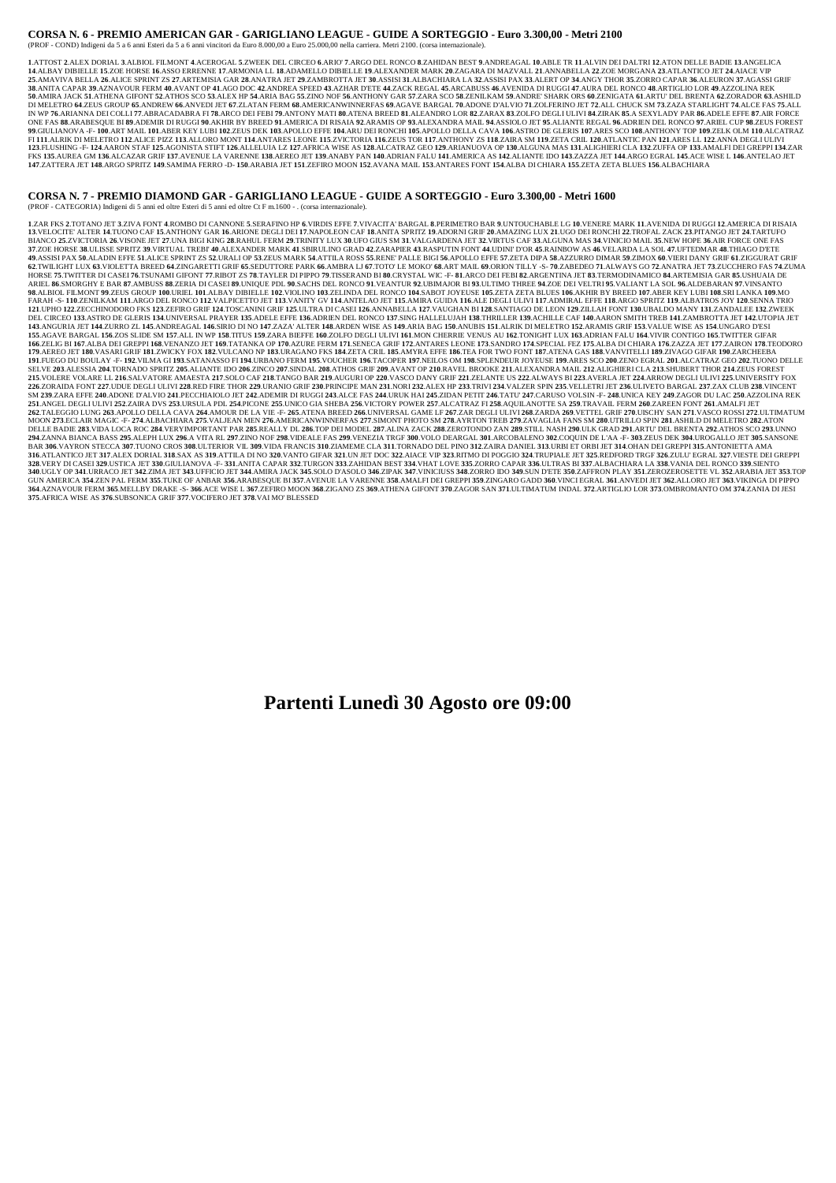## CORSA N. 6 - PREMIO AMERICAN GAR - GARIGLIANO LEAGUE - GUIDE A SORTEGGIO - Euro 3.300,00 - Metri 2100

(PROF - COND) Indigeni da 5 a 6 anni Esteri da 5 a 6 anni vincitori da Euro 8.000,00 a Euro 25.000,00 nella carriera. Metri 2100. (corsa internazionale).

**1**.ATTOST **2**.ALEX DORIAL **3**.ALBIOL FILMONT **4**.ACEROGAL **5**.ZWEEK DEL CIRCEO **6**.ARIO' **7**.ARGO DEL RONCO **8**.ZAHIDAN BEST **9**.ANDREAGAL **10**.ABLE TR **11**.ALVIN DEI DALTRI **12**.ATON DELLE BADIE **13**.ANGELICA **14**.ALBAY DIBIELLE **15**.ZOE HORSE **16**.ASSO ERRENNE **17**.ARMONIA LL **18**.ADAMELLO DIBIELLE **19**.ALEXANDER MARK **20**.ZAGARA DI MAZVALL **21**.ANNABELLA **22**.ZOE MORGANA **23**.ATLANTICO JET **24**.AIACE VIP **25**.AMAVIVA BELLA **26**.ALICE SPRINT ZS **27**.ARTEMISIA GAR **28**.ANATRA JET **29**.ZAMBROTTA JET **30**.ASSISI **31**.ALBACHIARA LA **32**.ASSISI PAX **33**.ALERT OP **34**.ANGY THOR **35**.ZORRO CAPAR **36**.ALEURON **37**.AGASSI GRIF **38**.ANITA CAPAR **39**.AZNAVOUR FERM **40**.AVANT OP **41**.AGO DOC **42**.ANDREA SPEED **43**.AZHAR D'ETE **44**.ZACK REGAL **45**.ARCABUSS **46**.AVENIDA DI RUGGI **47**.AURA DEL RONCO **48**.ARTIGLIO LOR **49**.AZZOLINA REK **50**.AMIRA JACK **51**.ATHENA GIFONT **52**.ATHOS SCO **53**.ALEX HP **54**.ARIA BAG **55**.ZINO NOF **56**.ANTHONY GAR **57**.ZARA SCO **58**.ZENILKAM **59**.ANDRE' SHARK ORS **60**.ZENIGATA **61**.ARTU' DEL BRENTA **62**.ZORADOR **63**.ASHILD DI MELETRO **64**.ZEUS GROUP **65**.ANDREW **66**.ANVEDI JET **67**.ZLATAN FERM **68**.AMERICANWINNERFAS **69**.AGAVE BARGAL **70**.ADONE D'ALVIO **71**.ZOLFERINO JET **72**.ALL CHUCK SM **73**.ZAZA STARLIGHT **74**.ALCE FAS **75**.ALL IN WP **76**.ARIANNA DEI COLLI **77**.ABRACADABRA FI **78**.ARCO DEI FEBI **79**.ANTONY MATI **80**.ATENA BREED **81**.ALEANDRO LOR **82**.ZARAX **83**.ZOLFO DEGLI ULIVI **84**.ZIRAK **85**.A SEXYLADY PAR **86**.ADELE EFFE **87**.AIR FORCE ONE FAS **88**.ARABESQUE BI **89**.ADEMIR DI RUGGI **90**.AKHIR BY BREED **91**.AMERICA DI RISAIA **92**.ARAMIS OP **93**.ALEXANDRA MAIL **94**.ASSIOLO JET **95**.ALIANTE REGAL **96**.ADRIEN DEL RONCO **97**.ARIEL CUP **98**.ZEUS FOREST **99**.GIULIANOVA -F- **100**.ART MAIL **101**.ABER KEY LUBI **102**.ZEUS DEK **103**.APOLLO EFFE **104**.ARU DEI RONCHI **105**.APOLLO DELLA CAVA **106**.ASTRO DE GLERIS **107**.ARES SCO **108**.ANTHONY TOP **109**.ZELK OLM **110**.ALCATRAZ FI **111**.ALRIK DI MELETRO **112**.ALICE PIZZ **113**.ALLORO MONT **114**.ANTARES LEONE **115**.ZVICTORIA **116**.ZEUS TOR **117**.ANTHONY ZS **118**.ZAIRA SM **119**.ZETA CRIL **120**.ATLANTIC PAN **121**.ARES LL **122**.ANNA DEGLI ULIVI **123**.FLUSHING -F- **124**.AARON STAF **125**.AGONISTA STIFT **126**.ALLELUIA LZ **127**.AFRICA WISE AS **128**.ALCATRAZ GEO **129**.ARIANUOVA OP **130**.ALGUNA MAS **131**.ALIGHIERI CLA **132**.ZUFFA OP **133**.AMALFI DEI GREPPI **134**.ZAR FKS **135**.AUREA GM **136**.ALCAZAR GRIF **137**.AVENUE LA VARENNE **138**.AEREO JET **139**.ANABY PAN **140**.ADRIAN FALU **141**.AMERICA AS **142**.ALIANTE IDO **143**.ZAZZA JET **144**.ARGO EGRAL **145**.ACE WISE L **146**.ANTELAO JET **147**.ZATTERA JET **148**.ARGO SPRITZ **149**.SAMIMA FERRO -D- **150**.ARABIA JET **151**.ZEFIRO MOON **152**.AVANA MAIL **153**.ANTARES FONT **154**.ALBA DI CHIARA **155**.ZETA ZETA BLUES **156**.ALBACHIARA

## CORSA N. 7 - PREMIO DIAMOND GAR - GARIGLIANO LEAGUE - GUIDE A SORTEGGIO - Euro 3.300,00 - Metri 1600

(PROF - CATEGORIA) Indigeni di 5 anni ed oltre Esteri di 5 anni ed oltre Ct F m.1600 - . (corsa internazionale).

**1**.ZAR FKS **2**.TOTANO JET **3**.ZIVA FONT **4**.ROMBO DI CANNONE **5**.SERAFINO HP **6**.VIRDIS EFFE **7**.VIVACITA' BARGAL **8**.PERIMETRO BAR **9**.UNTOUCHABLE LG **10**.VENERE MARK **11**.AVENIDA DI RUGGI **12**.AMERICA DI RISAIA **13**.VELOCITE' ALTER **14**.TUONO CAF **15**.ANTHONY GAR **16**.ARIONE DEGLI DEI **17**.NAPOLEON CAF **18**.ANITA SPRITZ **19**.ADORNI GRIF **20**.AMAZING LUX **21**.UGO DEI RONCHI **22**.TROFAL ZACK **23**.PITANGO JET **24**.TARTUFO BIANCO **25**.ZVICTORIA **26**.VISONE JET **27**.UNA BIGI KING **28**.RAHUL FERM **29**.TRINITY LUX **30**.UFO GIUS SM **31**.VALGARDENA JET **32**.VIRTUS CAF **33**.ALGUNA MAS **34**.VINICIO MAIL **35**.NEW HOPE **36**.AIR FORCE ONE FAS **37**.ZOE HORSE **38**.ULISSE SPRITZ **39**.VIRTUAL TREBI' **40**.ALEXANDER MARK **41**.SBIRULINO GRAD **42**.ZARAPIER **43**.RASPUTIN FONT **44**.UDINI' D'OR **45**.RAINBOW AS **46**.VELARDA LA SOL **47**.UFTEDMAR **48**.THIAGO D'ETE **49**.ASSISI PAX **50**.ALADIN EFFE **51**.ALICE SPRINT ZS **52**.URALI OP **53**.ZEUS MARK **54**.ATTILA ROSS **55**.RENE' PALLE BIGI **56**.APOLLO EFFE **57**.ZETA DIPA **58**.AZZURRO DIMAR **59**.ZIMOX **60**.VIERI DANY GRIF **61**.ZIGGURAT GRIF **62**.TWILIGHT LUX **63**.VIOLETTA BREED **64**.ZINGARETTI GRIF **65**.SEDUTTORE PARK **66**.AMBRA LJ **67**.TOTO' LE MOKO' **68**.ART MAIL **69**.ORION TILLY -S- **70**.ZABEDEO **71**.ALWAYS GO **72**.ANATRA JET **73**.ZUCCHERO FAS **74**.ZUMA HORSE **75**.TWITTER DI CASEI **76**.TSUNAMI GIFONT **77**.RIBOT ZS **78**.TAYLER DI PIPPO **79**.TISSERAND BI **80**.CRYSTAL WIC -F- **81**.ARCO DEI FEBI **82**.ARGENTINA JET **83**.TERMODINAMICO **84**.ARTEMISIA GAR **85**.USHUAIA DE ARIEL **86**.SMORGHY E BAR **87**.AMBUSS **88**.ZERIA DI CASEI **89**.UNIQUE PDL **90**.SACHS DEL RONCO **91**.VEANTUR **92**.UBIMAJOR BI **93**.ULTIMO THREE **94**.ZOE DEI VELTRI **95**.VALIANT LA SOL **96**.ALDEBARAN **97**.VINSANTO **98**.ALBIOL FILMONT **99**.ZEUS GROUP **100**.URIEL **101**.ALBAY DIBIELLE **102**.VIOLINO **103**.ZELINDA DEL RONCO **104**.SABOT JOYEUSE **105**.ZETA ZETA BLUES **106**.AKHIR BY BREED **107**.ABER KEY LUBI **108**.SRI LANKA **109**.MO FARAH -S- **110**.ZENILKAM **111**.ARGO DEL RONCO **112**.VALPICETTO JET **113**.VANITY GV **114**.ANTELAO JET **115**.AMIRA GUIDA **116**.ALE DEGLI ULIVI **117**.ADMIRAL EFFE **118**.ARGO SPRITZ **119**.ALBATROS JOY **120**.SENNA TRIO **121**.UPHO **122**.ZECCHINODORO FKS **123**.ZEFIRO GRIF **124**.TOSCANINI GRIF **125**.ULTRA DI CASEI **126**.ANNABELLA **127**.VAUGHAN BI **128**.SANTIAGO DE LEON **129**.ZILLAH FONT **130**.UBALDO MANY **131**.ZANDALEE **132**.ZWEEK DEL CIRCEO **133**.ASTRO DE GLERIS **134**.UNIVERSAL PRAYER **135**.ADELE EFFE **136**.ADRIEN DEL RONCO **137**.SING HALLELUJAH **138**.THRILLER **139**.ACHILLE CAF **140**.AARON SMITH TREB **141**.ZAMBROTTA JET **142**.UTOPIA JET **143**.ANGURIA JET **144**.ZURRO ZL **145**.ANDREAGAL **146**.SIRIO DI NO **147**.ZAZA' ALTER **148**.ARDEN WISE AS **149**.ARIA BAG **150**.ANUBIS **151**.ALRIK DI MELETRO **152**.ARAMIS GRIF **153**.VALUE WISE AS **154**.UNGARO D'ESI **155**.AGAVE BARGAL **156**.ZOS SLIDE SM **157**.ALL IN WP **158**.TITUS **159**.ZARA BIEFFE **160**.ZOLFO DEGLI ULIVI **161**.MON CHERRIE VENUS AU **162**.TONIGHT LUX **163**.ADRIAN FALU **164**.VIVIR CONTIGO **165**.TWITTER GIFAR **166**.ZELIG BI **167**.ALBA DEI GREPPI **168**.VENANZO JET **169**.TATANKA OP **170**.AZURE FERM **171**.SENECA GRIF **172**.ANTARES LEONE **173**.SANDRO **174**.SPECIAL FEZ **175**.ALBA DI CHIARA **176**.ZAZZA JET **177**.ZAIRON **178**.TEODORO **179**.AEREO JET **180**.VASARI GRIF **181**.ZWICKY FOX **182**.VULCANO NP **183**.URAGANO FKS **184**.ZETA CRIL **185**.AMYRA EFFE **186**.TEA FOR TWO FONT **187**.ATENA GAS **188**.VANVITELLI **189**.ZIVAGO GIFAR **190**.ZARCHEEBA **191**.FUEGO DU BOULAY -F- **192**.VILMA GI **193**.SATANASSO FI **194**.URBANO FERM **195**.VOUCHER **196**.TACOPER **197**.NEILOS OM **198**.SPLENDEUR JOYEUSE **199**.ARES SCO **200**.ZENO EGRAL **201**.ALCATRAZ GEO **202**.TUONO DELLE SELVE **203**.ALESSIA **204**.TORNADO SPRITZ **205**.ALIANTE IDO **206**.ZINCO **207**.SINDAL **208**.ATHOS GRIF **209**.AVANT OP **210**.RAVEL BROOKE **211**.ALEXANDRA MAIL **212**.ALIGHIERI CLA **213**.SHUBERT THOR **214**.ZEUS FOREST **215**.VOLERE VOLARE LL **216**.SALVATORE AMAESTA **217**.SOLO CAF **218**.TANGO BAR **219**.AUGURI OP **220**.VASCO DANY GRIF **221**.ZELANTE US **222**.ALWAYS BI **223**.AVERLA JET **224**.ARROW DEGLI ULIVI **225**.UNIVERSITY FOX **226**.ZORAIDA FONT **227**.UDUE DEGLI ULIVI **228**.RED FIRE THOR **229**.URANIO GRIF **230**.PRINCIPE MAN **231**.NORI **232**.ALEX HP **233**.TRIVI **234**.VALZER SPIN **235**.VELLETRI JET **236**.ULIVETO BARGAL **237**.ZAX CLUB **238**.VINCENT SM **239**.ZARA EFFE **240**.ADONE D'ALVIO **241**.PECCHIAIOLO JET **242**.ADEMIR DI RUGGI **243**.ALCE FAS **244**.URUK HAI **245**.ZIDAN PETIT **246**.TATU' **247**.CARUSO VOLSIN -F- **248**.UNICA KEY **249**.ZAGOR DU LAC **250**.AZZOLINA REK **251**.ANGEL DEGLI ULIVI **252**.ZAIRA DVS **253**.URSULA PDL **254**.PICONE **255**.UNICO GIA SHEBA **256**.VICTORY POWER **257**.ALCATRAZ FI **258**.AQUILANOTTE SA **259**.TRAVAIL FERM **260**.ZAREEN FONT **261**.AMALFI JET **262**.TALEGGIO LUNG **263**.APOLLO DELLA CAVA **264**.AMOUR DE LA VIE -F- **265**.ATENA BREED **266**.UNIVERSAL GAME LF **267**.ZAR DEGLI ULIVI **268**.ZARDA **269**.VETTEL GRIF **270**.UISCHY SAN **271**.VASCO ROSSI **272**.ULTIMATUM MOON **273**.ECLAIR MAGIC -F- **274**.ALBACHIARA **275**.VALJEAN MEN **276**.AMERICANWINNERFAS **277**.SIMONT PHOTO SM **278**.AYRTON TREB **279**.ZAVAGLIA FANS SM **280**.UTRILLO SPIN **281**.ASHILD DI MELETRO **282**.ATON DELLE BADIE **283**.VIDA LOCA ROC **284**.VERYIMPORTANT PAR **285**.REALLY DL **286**.TOP DEI MODEL **287**.ALINA ZACK **288**.ZEROTONDO ZAN **289**.STILL NASH **290**.ULK GRAD **291**.ARTU' DEL BRENTA **292**.ATHOS SCO **293**.UNNO **294**.ZANNA BIANCA BASS **295**.ALEPH LUX **296**.A VITA RL **297**.ZINO NOF **298**.VIDEALE FAS **299**.VENEZIA TRGF **300**.VOLO DEARGAL **301**.ARCOBALENO **302**.COQUIN DE L'AA -F- **303**.ZEUS DEK **304**.UROGALLO JET **305**.SANSONE BAR **306**.VAYRON STECCA **307**.TUONO CROS **308**.ULTERIOR VIL **309**.VIDA FRANCIS **310**.ZIAMEME CLA **311**.TORNADO DEL PINO **312**.ZAIRA DANIEL **313**.URBI ET ORBI JET **314**.OHAN DEI GREPPI **315**.ANTONIETTA AMA **316**.ATLANTICO JET **317**.ALEX DORIAL **318**.SAX AS **319**.ATTILA DI NO **320**.VANTO GIFAR **321**.UN JET DOC **322**.AIACE VIP **323**.RITMO DI POGGIO **324**.TRUPIALE JET **325**.REDFORD TRGF **326**.ZULU' EGRAL **327**.VIESTE DEI GREPPI **328**.VERY DI CASEI **329**.USTICA JET **330**.GIULIANOVA -F- **331**.ANITA CAPAR **332**.TURGON **333**.ZAHIDAN BEST **334**.VHAT LOVE **335**.ZORRO CAPAR **336**.ULTRAS BI **337**.ALBACHIARA LA **338**.VANIA DEL RONCO **339**.SIENTO **340**.UGLY OP **341**.URRACO JET **342**.ZIMA JET **343**.UFFICIO JET **344**.AMIRA JACK **345**.SOLO D'ASOLO **346**.ZIPAK **347**.VINICIUSS **348**.ZORRO IDO **349**.SUN D'ETE **350**.ZAFFRON PLAY **351**.ZEROZEROSETTE VL **352**.ARABIA JET **353**.TOP GUN AMERICA **354**.ZEN PAL FERM **355**.TUKE OF ANBAR **356**.ARABESQUE BI **357**.AVENUE LA VARENNE **358**.AMALFI DEI GREPPI **359**.ZINGARO GADD **360**.VINCI EGRAL **361**.ANVEDI JET **362**.ALLORO JET **363**.VIKINGA DI PIPPO **364**.AZNAVOUR FERM **365**.MELLBY DRAKE -S- **366**.ACE WISE L **367**.ZEFIRO MOON **368**.ZIGANO ZS **369**.ATHENA GIFONT **370**.ZAGOR SAN **371**.ULTIMATUM INDAL **372**.ARTIGLIO LOR **373**.OMBROMANTO OM **374**.ZANIA DI JESI **375**.AFRICA WISE AS **376**.SUBSONICA GRIF **377**.VOCIFERO JET **378**.VAI MO' BLESSED

# Partenti Lunedì 30 Agosto ore 09:00